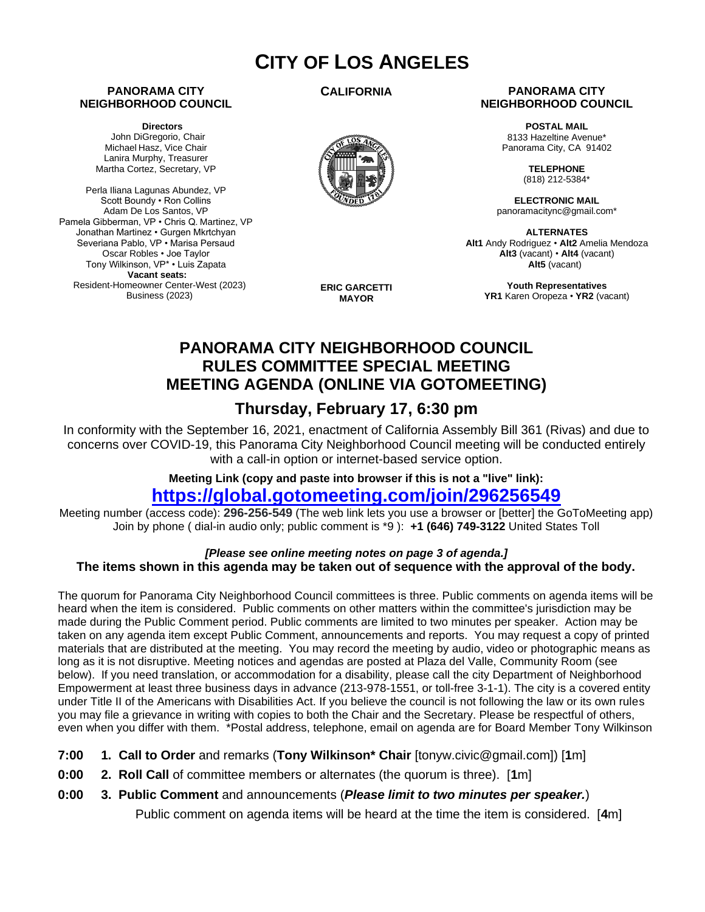# CITY OF LOS ANGELES

**PANORAMA CITY NEIGHBORHOOD COUNCIL**

**Directors**
John DiGregorio, Chair
Michael Hasz, Vice Chair
Lanira Murphy, Treasurer
Martha Cortez, Secretary, VP

Perla Iliana Lagunas Abundez, VP
Scott Boundy • Ron Collins
Adam De Los Santos, VP
Pamela Gibberman, VP • Chris Q. Martinez, VP
Jonathan Martinez • Gurgen Mkrtchyan
Severiana Pablo, VP • Marisa Persaud
Oscar Robles • Joe Taylor
Tony Wilkinson, VP* • Luis Zapata
**Vacant seats:**
Resident-Homeowner Center-West (2023)
Business (2023)

**CALIFORNIA**

**ERIC GARCETTI**
**MAYOR**

**PANORAMA CITY NEIGHBORHOOD COUNCIL**

**POSTAL MAIL**
8133 Hazeltine Avenue*
Panorama City, CA 91402

**TELEPHONE**
(818) 212-5384*

**ELECTRONIC MAIL**
panoramacitync@gmail.com*

**ALTERNATES**
**Alt1** Andy Rodriguez • **Alt2** Amelia Mendoza
**Alt3** (vacant) • **Alt4** (vacant)
**Alt5** (vacant)

**Youth Representatives**
**YR1** Karen Oropeza • **YR2** (vacant)

## PANORAMA CITY NEIGHBORHOOD COUNCIL RULES COMMITTEE SPECIAL MEETING MEETING AGENDA (ONLINE VIA GOTOMEETING)

### Thursday, February 17, 6:30 pm

In conformity with the September 16, 2021, enactment of California Assembly Bill 361 (Rivas) and due to concerns over COVID-19, this Panorama City Neighborhood Council meeting will be conducted entirely with a call-in option or internet-based service option.

**Meeting Link (copy and paste into browser if this is not a "live" link):**

**https://global.gotomeeting.com/join/296256549**

Meeting number (access code): **296-256-549** (The web link lets you use a browser or [better] the GoToMeeting app)
Join by phone ( dial-in audio only; public comment is *9 ): **+1 (646) 749-3122** United States Toll

***[Please see online meeting notes on page 3 of agenda.]***
**The items shown in this agenda may be taken out of sequence with the approval of the body.**

The quorum for Panorama City Neighborhood Council committees is three. Public comments on agenda items will be heard when the item is considered. Public comments on other matters within the committee's jurisdiction may be made during the Public Comment period. Public comments are limited to two minutes per speaker. Action may be taken on any agenda item except Public Comment, announcements and reports. You may request a copy of printed materials that are distributed at the meeting. You may record the meeting by audio, video or photographic means as long as it is not disruptive. Meeting notices and agendas are posted at Plaza del Valle, Community Room (see below). If you need translation, or accommodation for a disability, please call the city Department of Neighborhood Empowerment at least three business days in advance (213-978-1551, or toll-free 3-1-1). The city is a covered entity under Title II of the Americans with Disabilities Act. If you believe the council is not following the law or its own rules you may file a grievance in writing with copies to both the Chair and the Secretary. Please be respectful of others, even when you differ with them. *Postal address, telephone, email on agenda are for Board Member Tony Wilkinson

**7:00** **1. Call to Order** and remarks (**Tony Wilkinson* Chair** [tonyw.civic@gmail.com]) [**1**m]

**0:00** **2. Roll Call** of committee members or alternates (the quorum is three). [**1**m]

**0:00** **3. Public Comment** and announcements (***Please limit to two minutes per speaker.***)
Public comment on agenda items will be heard at the time the item is considered. [**4**m]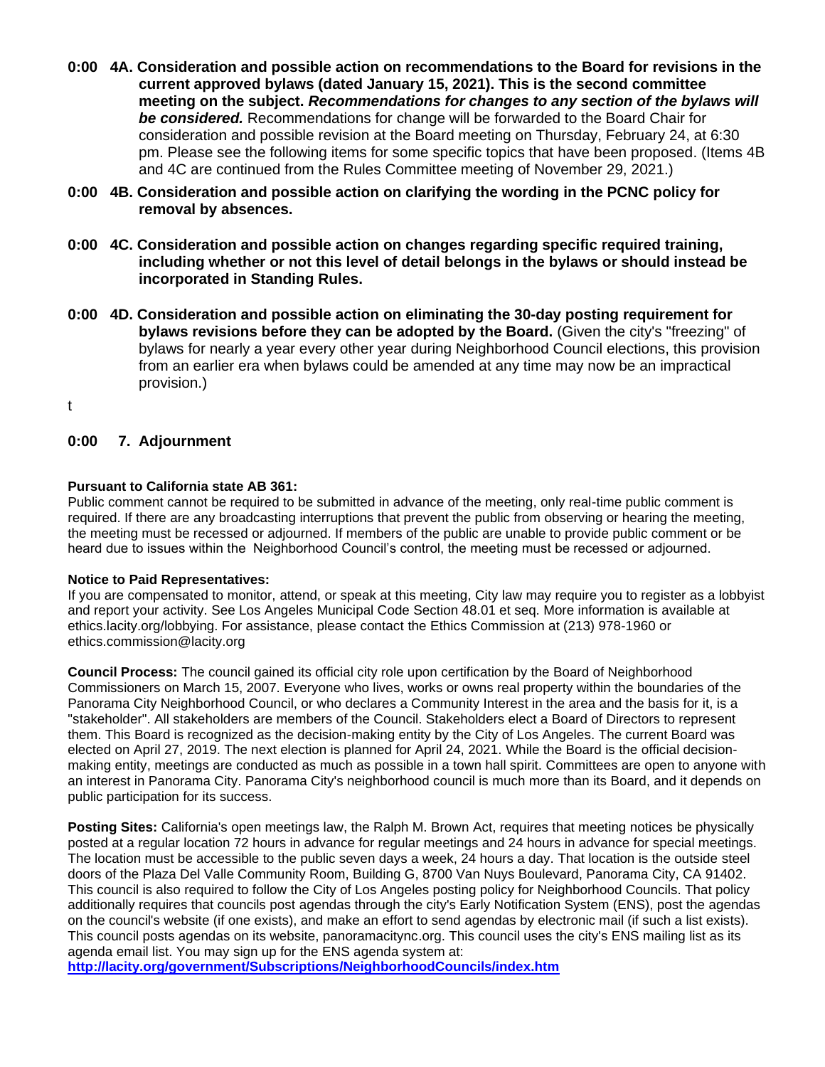**0:00 4A. Consideration and possible action on recommendations to the Board for revisions in the current approved bylaws (dated January 15, 2021). This is the second committee meeting on the subject. *Recommendations for changes to any section of the bylaws will be considered.*** Recommendations for change will be forwarded to the Board Chair for consideration and possible revision at the Board meeting on Thursday, February 24, at 6:30 pm. Please see the following items for some specific topics that have been proposed. (Items 4B and 4C are continued from the Rules Committee meeting of November 29, 2021.)

**0:00 4B. Consideration and possible action on clarifying the wording in the PCNC policy for removal by absences.**

**0:00 4C. Consideration and possible action on changes regarding specific required training, including whether or not this level of detail belongs in the bylaws or should instead be incorporated in Standing Rules.**

**0:00 4D. Consideration and possible action on eliminating the 30-day posting requirement for bylaws revisions before they can be adopted by the Board.** (Given the city's "freezing" of bylaws for nearly a year every other year during Neighborhood Council elections, this provision from an earlier era when bylaws could be amended at any time may now be an impractical provision.)

t

**0:00 7. Adjournment**

**Pursuant to California state AB 361:**
Public comment cannot be required to be submitted in advance of the meeting, only real-time public comment is required. If there are any broadcasting interruptions that prevent the public from observing or hearing the meeting, the meeting must be recessed or adjourned. If members of the public are unable to provide public comment or be heard due to issues within the Neighborhood Council's control, the meeting must be recessed or adjourned.

**Notice to Paid Representatives:**
If you are compensated to monitor, attend, or speak at this meeting, City law may require you to register as a lobbyist and report your activity. See Los Angeles Municipal Code Section 48.01 et seq. More information is available at ethics.lacity.org/lobbying. For assistance, please contact the Ethics Commission at (213) 978-1960 or ethics.commission@lacity.org

**Council Process:** The council gained its official city role upon certification by the Board of Neighborhood Commissioners on March 15, 2007. Everyone who lives, works or owns real property within the boundaries of the Panorama City Neighborhood Council, or who declares a Community Interest in the area and the basis for it, is a "stakeholder". All stakeholders are members of the Council. Stakeholders elect a Board of Directors to represent them. This Board is recognized as the decision-making entity by the City of Los Angeles. The current Board was elected on April 27, 2019. The next election is planned for April 24, 2021. While the Board is the official decision-making entity, meetings are conducted as much as possible in a town hall spirit. Committees are open to anyone with an interest in Panorama City. Panorama City's neighborhood council is much more than its Board, and it depends on public participation for its success.

**Posting Sites:** California's open meetings law, the Ralph M. Brown Act, requires that meeting notices be physically posted at a regular location 72 hours in advance for regular meetings and 24 hours in advance for special meetings. The location must be accessible to the public seven days a week, 24 hours a day. That location is the outside steel doors of the Plaza Del Valle Community Room, Building G, 8700 Van Nuys Boulevard, Panorama City, CA 91402. This council is also required to follow the City of Los Angeles posting policy for Neighborhood Councils. That policy additionally requires that councils post agendas through the city's Early Notification System (ENS), post the agendas on the council's website (if one exists), and make an effort to send agendas by electronic mail (if such a list exists). This council posts agendas on its website, panoramacitync.org. This council uses the city's ENS mailing list as its agenda email list. You may sign up for the ENS agenda system at:
**http://lacity.org/government/Subscriptions/NeighborhoodCouncils/index.htm**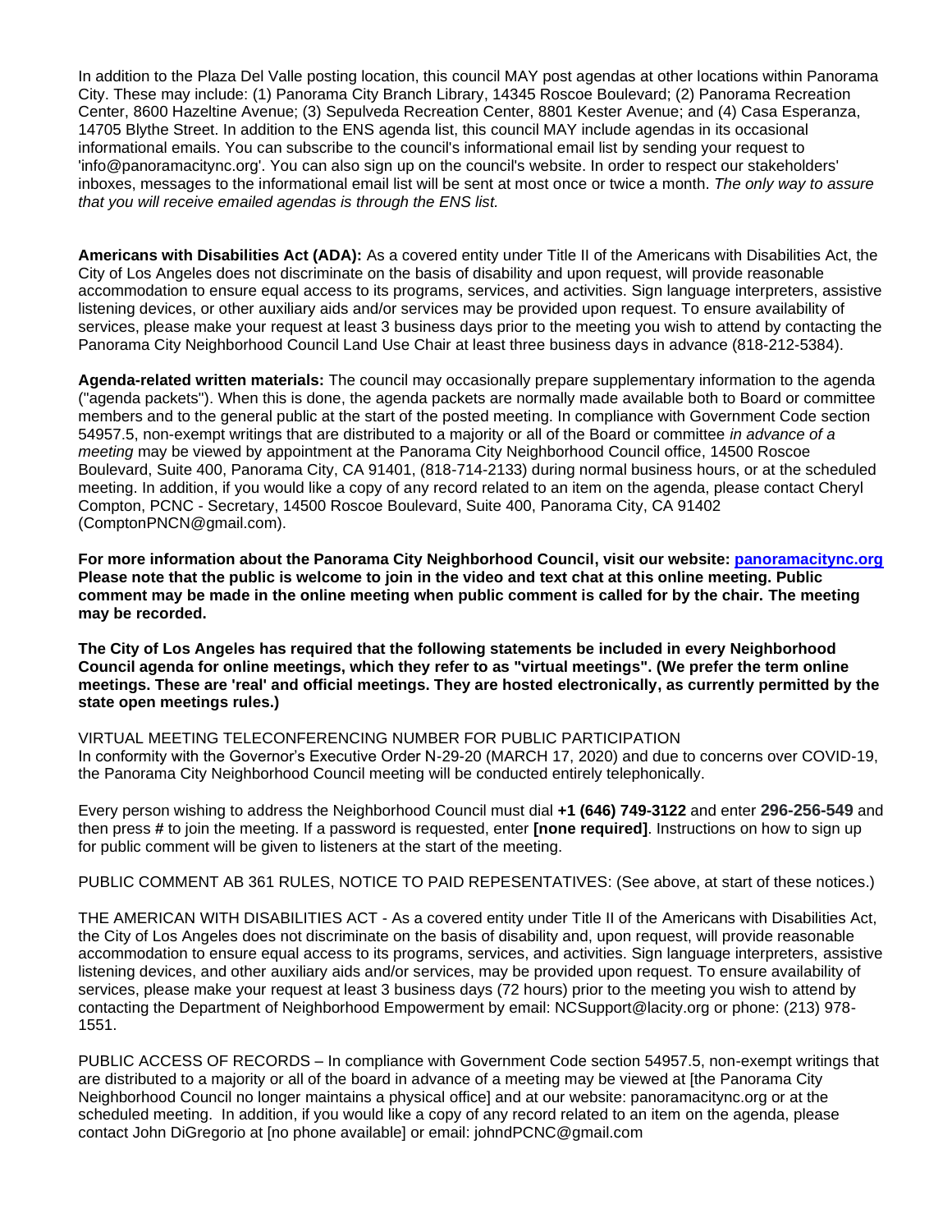In addition to the Plaza Del Valle posting location, this council MAY post agendas at other locations within Panorama City. These may include: (1) Panorama City Branch Library, 14345 Roscoe Boulevard; (2) Panorama Recreation Center, 8600 Hazeltine Avenue; (3) Sepulveda Recreation Center, 8801 Kester Avenue; and (4) Casa Esperanza, 14705 Blythe Street. In addition to the ENS agenda list, this council MAY include agendas in its occasional informational emails. You can subscribe to the council's informational email list by sending your request to 'info@panoramacitync.org'. You can also sign up on the council's website. In order to respect our stakeholders' inboxes, messages to the informational email list will be sent at most once or twice a month. *The only way to assure that you will receive emailed agendas is through the ENS list.*

**Americans with Disabilities Act (ADA):** As a covered entity under Title II of the Americans with Disabilities Act, the City of Los Angeles does not discriminate on the basis of disability and upon request, will provide reasonable accommodation to ensure equal access to its programs, services, and activities. Sign language interpreters, assistive listening devices, or other auxiliary aids and/or services may be provided upon request. To ensure availability of services, please make your request at least 3 business days prior to the meeting you wish to attend by contacting the Panorama City Neighborhood Council Land Use Chair at least three business days in advance (818-212-5384).

**Agenda-related written materials:** The council may occasionally prepare supplementary information to the agenda ("agenda packets"). When this is done, the agenda packets are normally made available both to Board or committee members and to the general public at the start of the posted meeting. In compliance with Government Code section 54957.5, non-exempt writings that are distributed to a majority or all of the Board or committee *in advance of a meeting* may be viewed by appointment at the Panorama City Neighborhood Council office, 14500 Roscoe Boulevard, Suite 400, Panorama City, CA 91401, (818-714-2133) during normal business hours, or at the scheduled meeting. In addition, if you would like a copy of any record related to an item on the agenda, please contact Cheryl Compton, PCNC - Secretary, 14500 Roscoe Boulevard, Suite 400, Panorama City, CA 91402 (ComptonPNCN@gmail.com).

**For more information about the Panorama City Neighborhood Council, visit our website: [panoramacitync.org](panoramacitync.org)**
**Please note that the public is welcome to join in the video and text chat at this online meeting. Public comment may be made in the online meeting when public comment is called for by the chair. The meeting may be recorded.**

**The City of Los Angeles has required that the following statements be included in every Neighborhood Council agenda for online meetings, which they refer to as "virtual meetings". (We prefer the term online meetings. These are 'real' and official meetings. They are hosted electronically, as currently permitted by the state open meetings rules.)**

VIRTUAL MEETING TELECONFERENCING NUMBER FOR PUBLIC PARTICIPATION
In conformity with the Governor's Executive Order N-29-20 (MARCH 17, 2020) and due to concerns over COVID-19, the Panorama City Neighborhood Council meeting will be conducted entirely telephonically.

Every person wishing to address the Neighborhood Council must dial **+1 (646) 749-3122** and enter **296-256-549** and then press **#** to join the meeting. If a password is requested, enter **[none required]**. Instructions on how to sign up for public comment will be given to listeners at the start of the meeting.

PUBLIC COMMENT AB 361 RULES, NOTICE TO PAID REPESENTATIVES: (See above, at start of these notices.)

THE AMERICAN WITH DISABILITIES ACT - As a covered entity under Title II of the Americans with Disabilities Act, the City of Los Angeles does not discriminate on the basis of disability and, upon request, will provide reasonable accommodation to ensure equal access to its programs, services, and activities. Sign language interpreters, assistive listening devices, and other auxiliary aids and/or services, may be provided upon request. To ensure availability of services, please make your request at least 3 business days (72 hours) prior to the meeting you wish to attend by contacting the Department of Neighborhood Empowerment by email: NCSupport@lacity.org or phone: (213) 978-1551.

PUBLIC ACCESS OF RECORDS – In compliance with Government Code section 54957.5, non-exempt writings that are distributed to a majority or all of the board in advance of a meeting may be viewed at [the Panorama City Neighborhood Council no longer maintains a physical office] and at our website: panoramacitync.org or at the scheduled meeting. In addition, if you would like a copy of any record related to an item on the agenda, please contact John DiGregorio at [no phone available] or email: johndPCNC@gmail.com